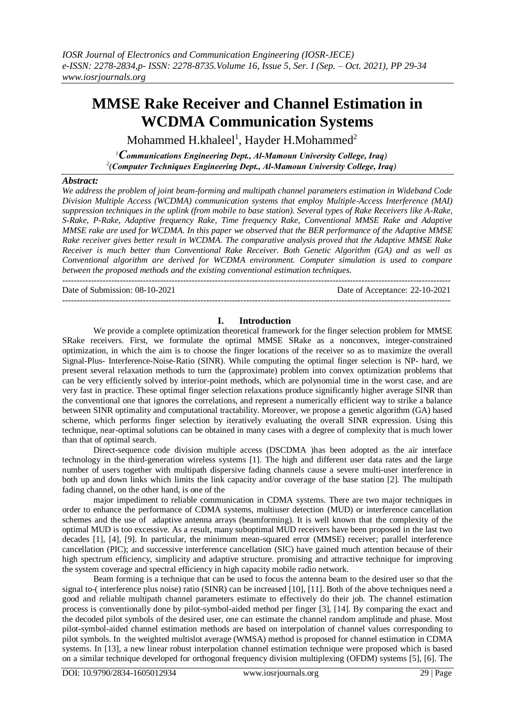# MMSE Rake Receiver and Channel Estimation in WCDMA Communication Systems

Mohammed H.khaleel[1], Hayder H.Mohammed[2]

[1]*(Communications Engineering Dept., Al-Mamoun University College, Iraq)*
[2]*(Computer Techniques Engineering Dept., Al-Mamoun University College, Iraq)*

### Abstract:

*We address the problem of joint beam-forming and multipath channel parameters estimation in Wideband Code Division Multiple Access (WCDMA) communication systems that employ Multiple-Access Interference (MAI) suppression techniques in the uplink (from mobile to base station). Several types of Rake Receivers like A-Rake, S-Rake, P-Rake, Adaptive frequency Rake, Time frequency Rake, Conventional MMSE Rake and Adaptive MMSE rake are used for WCDMA. In this paper we observed that the BER performance of the Adaptive MMSE Rake receiver gives better result in WCDMA. The comparative analysis proved that the Adaptive MMSE Rake Receiver is much better than Conventional Rake Receiver. Both Genetic Algorithm (GA) and as well as Conventional algorithm are derived for WCDMA environment. Computer simulation is used to compare between the proposed methods and the existing conventional estimation techniques.*

---

Date of Submission: 08-10-2021 Date of Acceptance: 22-10-2021

---

## I. Introduction

We provide a complete optimization theoretical framework for the finger selection problem for MMSE SRake receivers. First, we formulate the optimal MMSE SRake as a nonconvex, integer-constrained optimization, in which the aim is to choose the finger locations of the receiver so as to maximize the overall Signal-Plus- Interference-Noise-Ratio (SINR). While computing the optimal finger selection is NP- hard, we present several relaxation methods to turn the (approximate) problem into convex optimization problems that can be very efficiently solved by interior-point methods, which are polynomial time in the worst case, and are very fast in practice. These optimal finger selection relaxations produce significantly higher average SINR than the conventional one that ignores the correlations, and represent a numerically efficient way to strike a balance between SINR optimality and computational tractability. Moreover, we propose a genetic algorithm (GA) based scheme, which performs finger selection by iteratively evaluating the overall SINR expression. Using this technique, near-optimal solutions can be obtained in many cases with a degree of complexity that is much lower than that of optimal search.

Direct-sequence code division multiple access (DSCDMA )has been adopted as the air interface technology in the third-generation wireless systems [1]. The high and different user data rates and the large number of users together with multipath dispersive fading channels cause a severe multi-user interference in both up and down links which limits the link capacity and/or coverage of the base station [2]. The multipath fading channel, on the other hand, is one of the

major impediment to reliable communication in CDMA systems. There are two major techniques in order to enhance the performance of CDMA systems, multiuser detection (MUD) or interference cancellation schemes and the use of adaptive antenna arrays (beamforming). It is well known that the complexity of the optimal MUD is too excessive. As a result, many suboptimal MUD receivers have been proposed in the last two decades [1], [4], [9]. In particular, the minimum mean-squared error (MMSE) receiver; parallel interference cancellation (PIC); and successive interference cancellation (SIC) have gained much attention because of their high spectrum efficiency, simplicity and adaptive structure. promising and attractive technique for improving the system coverage and spectral efficiency in high capacity mobile radio network.

Beam forming is a technique that can be used to focus the antenna beam to the desired user so that the signal to-( interference plus noise) ratio (SINR) can be increased [10], [11]. Both of the above techniques need a good and reliable multipath channel parameters estimate to effectively do their job. The channel estimation process is conventionally done by pilot-symbol-aided method per finger [3], [14]. By comparing the exact and the decoded pilot symbols of the desired user, one can estimate the channel random amplitude and phase. Most pilot-symbol-aided channel estimation methods are based on interpolation of channel values corresponding to pilot symbols. In the weighted multislot average (WMSA) method is proposed for channel estimation in CDMA systems. In [13], a new linear robust interpolation channel estimation technique were proposed which is based on a similar technique developed for orthogonal frequency division multiplexing (OFDM) systems [5], [6]. The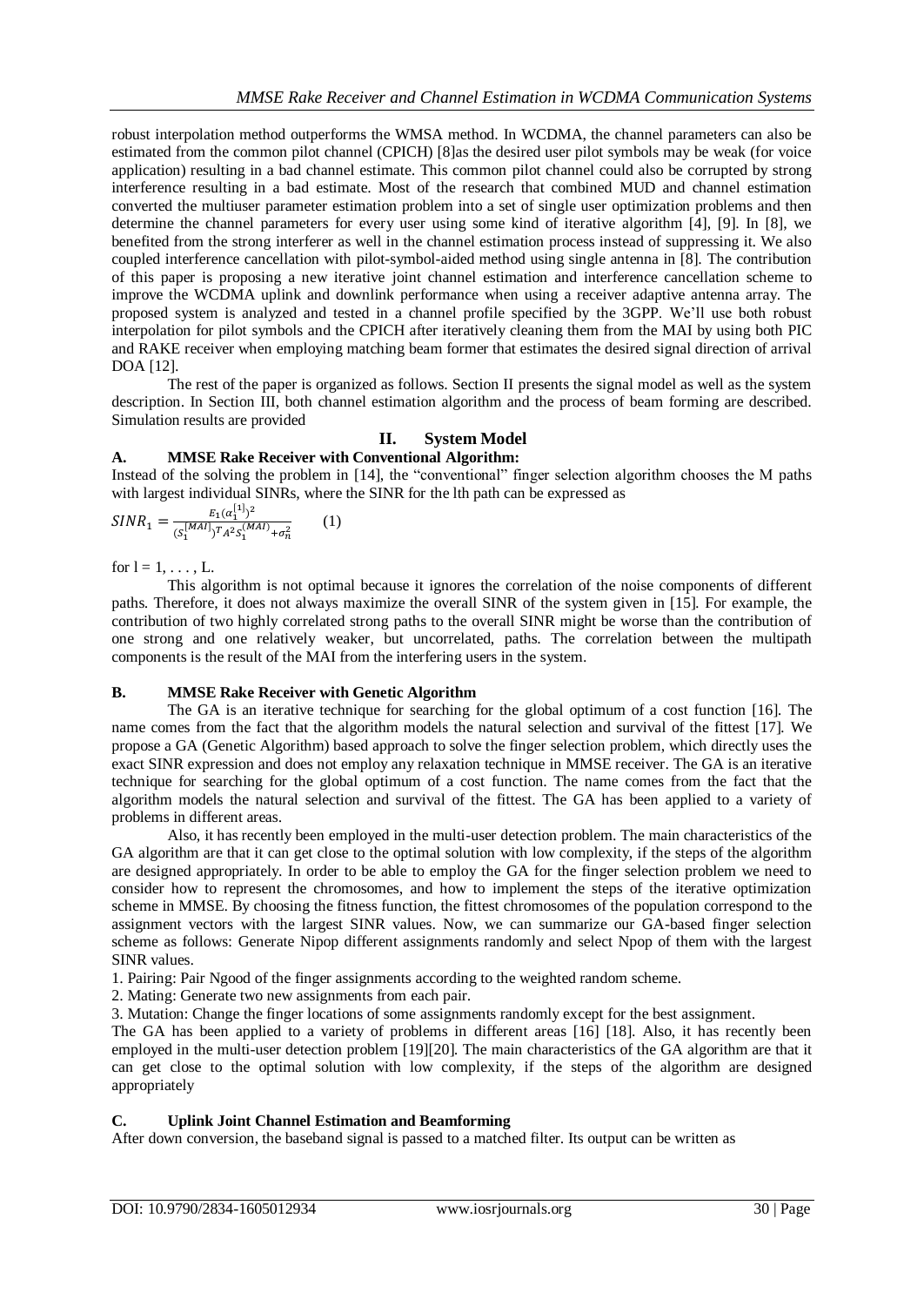robust interpolation method outperforms the WMSA method. In WCDMA, the channel parameters can also be estimated from the common pilot channel (CPICH) [8]as the desired user pilot symbols may be weak (for voice application) resulting in a bad channel estimate. This common pilot channel could also be corrupted by strong interference resulting in a bad estimate. Most of the research that combined MUD and channel estimation converted the multiuser parameter estimation problem into a set of single user optimization problems and then determine the channel parameters for every user using some kind of iterative algorithm [4], [9]. In [8], we benefited from the strong interferer as well in the channel estimation process instead of suppressing it. We also coupled interference cancellation with pilot-symbol-aided method using single antenna in [8]. The contribution of this paper is proposing a new iterative joint channel estimation and interference cancellation scheme to improve the WCDMA uplink and downlink performance when using a receiver adaptive antenna array. The proposed system is analyzed and tested in a channel profile specified by the 3GPP. We'll use both robust interpolation for pilot symbols and the CPICH after iteratively cleaning them from the MAI by using both PIC and RAKE receiver when employing matching beam former that estimates the desired signal direction of arrival DOA [12].

The rest of the paper is organized as follows. Section II presents the signal model as well as the system description. In Section III, both channel estimation algorithm and the process of beam forming are described. Simulation results are provided

## II. System Model

### A. MMSE Rake Receiver with Conventional Algorithm:

Instead of the solving the problem in [14], the "conventional" finger selection algorithm chooses the M paths with largest individual SINRs, where the SINR for the lth path can be expressed as

$$SINR_1 = \frac{E_1(\alpha_1^{[1]})^2}{(S_1^{[MAI]})^T A^2 S_1^{(MAI)} + \sigma_n^2} \qquad (1)$$

for l = 1, . . . , L.

This algorithm is not optimal because it ignores the correlation of the noise components of different paths. Therefore, it does not always maximize the overall SINR of the system given in [15]. For example, the contribution of two highly correlated strong paths to the overall SINR might be worse than the contribution of one strong and one relatively weaker, but uncorrelated, paths. The correlation between the multipath components is the result of the MAI from the interfering users in the system.

### B. MMSE Rake Receiver with Genetic Algorithm

The GA is an iterative technique for searching for the global optimum of a cost function [16]. The name comes from the fact that the algorithm models the natural selection and survival of the fittest [17]. We propose a GA (Genetic Algorithm) based approach to solve the finger selection problem, which directly uses the exact SINR expression and does not employ any relaxation technique in MMSE receiver. The GA is an iterative technique for searching for the global optimum of a cost function. The name comes from the fact that the algorithm models the natural selection and survival of the fittest. The GA has been applied to a variety of problems in different areas.

Also, it has recently been employed in the multi-user detection problem. The main characteristics of the GA algorithm are that it can get close to the optimal solution with low complexity, if the steps of the algorithm are designed appropriately. In order to be able to employ the GA for the finger selection problem we need to consider how to represent the chromosomes, and how to implement the steps of the iterative optimization scheme in MMSE. By choosing the fitness function, the fittest chromosomes of the population correspond to the assignment vectors with the largest SINR values. Now, we can summarize our GA-based finger selection scheme as follows: Generate Nipop different assignments randomly and select Npop of them with the largest SINR values.

1. Pairing: Pair Ngood of the finger assignments according to the weighted random scheme.
2. Mating: Generate two new assignments from each pair.
3. Mutation: Change the finger locations of some assignments randomly except for the best assignment.

The GA has been applied to a variety of problems in different areas [16] [18]. Also, it has recently been employed in the multi-user detection problem [19][20]. The main characteristics of the GA algorithm are that it can get close to the optimal solution with low complexity, if the steps of the algorithm are designed appropriately

### C. Uplink Joint Channel Estimation and Beamforming

After down conversion, the baseband signal is passed to a matched filter. Its output can be written as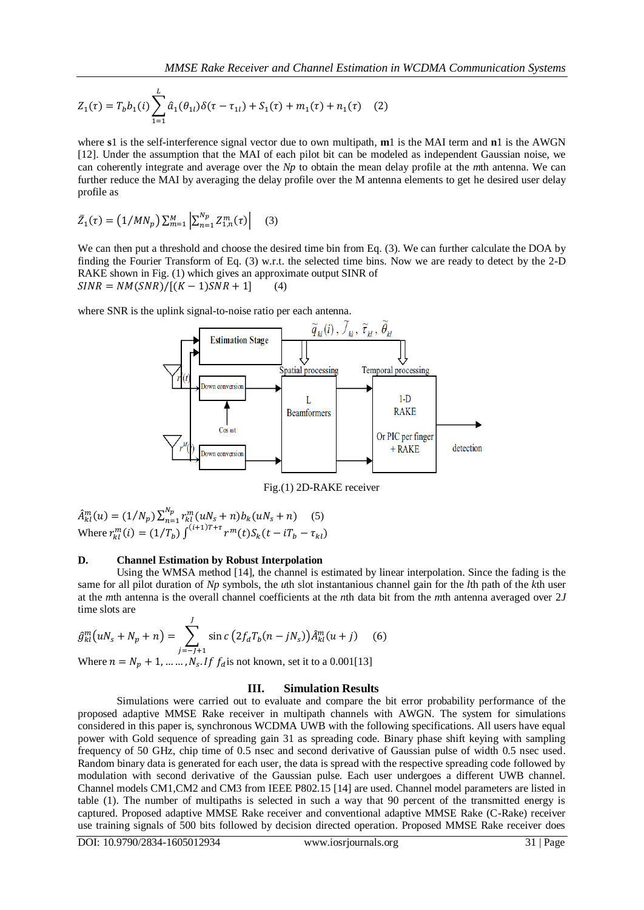$$Z_1(\tau) = T_b b_1(i) \sum_{1=1}^{L} \hat{a}_1(\theta_{1l}) \delta(\tau - \tau_{1l}) + S_1(\tau) + m_1(\tau) + n_1(\tau) \quad (2)$$

where **s**1 is the self-interference signal vector due to own multipath, **m**1 is the MAI term and **n**1 is the AWGN [12]. Under the assumption that the MAI of each pilot bit can be modeled as independent Gaussian noise, we can coherently integrate and average over the *Np* to obtain the mean delay profile at the *m*th antenna. We can further reduce the MAI by averaging the delay profile over the M antenna elements to get he desired user delay profile as

$$\bar{Z}_1(\tau) = (1/MN_p) \sum_{m=1}^{M} \left| \sum_{n=1}^{N_p} Z_{1,n}^{m}(\tau) \right| \quad (3)$$

We can then put a threshold and choose the desired time bin from Eq. (3). We can further calculate the DOA by finding the Fourier Transform of Eq. (3) w.r.t. the selected time bins. Now we are ready to detect by the 2-D RAKE shown in Fig. (1) which gives an approximate output SINR of

$$SINR = NM(SNR)/[(K-1)SNR + 1] \quad (4)$$

where SNR is the uplink signal-to-noise ratio per each antenna.

Fig.(1) 2D-RAKE receiver

$$\hat{A}_{kl}^{m}(u) = (1/N_p) \sum_{n=1}^{N_p} r_{kl}^{m}(uN_s + n) b_k(uN_s + n) \quad (5)$$

Where $r_{kl}^{m}(i) = (1/T_b) \int^{(i+1)T+\tau} r^m(t) S_k(t - iT_b - \tau_{kl})$

### D. Channel Estimation by Robust Interpolation

Using the WMSA method [14], the channel is estimated by linear interpolation. Since the fading is the same for all pilot duration of *Np* symbols, the *u*th slot instantaneous channel gain for the *l*th path of the *k*th user at the *m*th antenna is the overall channel coefficients at the *n*th data bit from the *m*th antenna averaged over 2*J* time slots are

$$\hat{g}_{kl}^{m}(uN_s + N_p + n) = \sum_{j=-J+1}^{J} \operatorname{sinc}\left(2f_d T_b (n - jN_s)\right) \hat{A}_{kl}^{m}(u + j) \quad (6)$$

Where $n = N_p + 1, \ldots\ldots, N_s$. *If* $f_d$ is not known, set it to a 0.001[13]

## III. Simulation Results

Simulations were carried out to evaluate and compare the bit error probability performance of the proposed adaptive MMSE Rake receiver in multipath channels with AWGN. The system for simulations considered in this paper is, synchronous WCDMA UWB with the following specifications. All users have equal power with Gold sequence of spreading gain 31 as spreading code. Binary phase shift keying with sampling frequency of 50 GHz, chip time of 0.5 nsec and second derivative of Gaussian pulse of width 0.5 nsec used. Random binary data is generated for each user, the data is spread with the respective spreading code followed by modulation with second derivative of the Gaussian pulse. Each user undergoes a different UWB channel. Channel models CM1,CM2 and CM3 from IEEE P802.15 [14] are used. Channel model parameters are listed in table (1). The number of multipaths is selected in such a way that 90 percent of the transmitted energy is captured. Proposed adaptive MMSE Rake receiver and conventional adaptive MMSE Rake (C-Rake) receiver use training signals of 500 bits followed by decision directed operation. Proposed MMSE Rake receiver does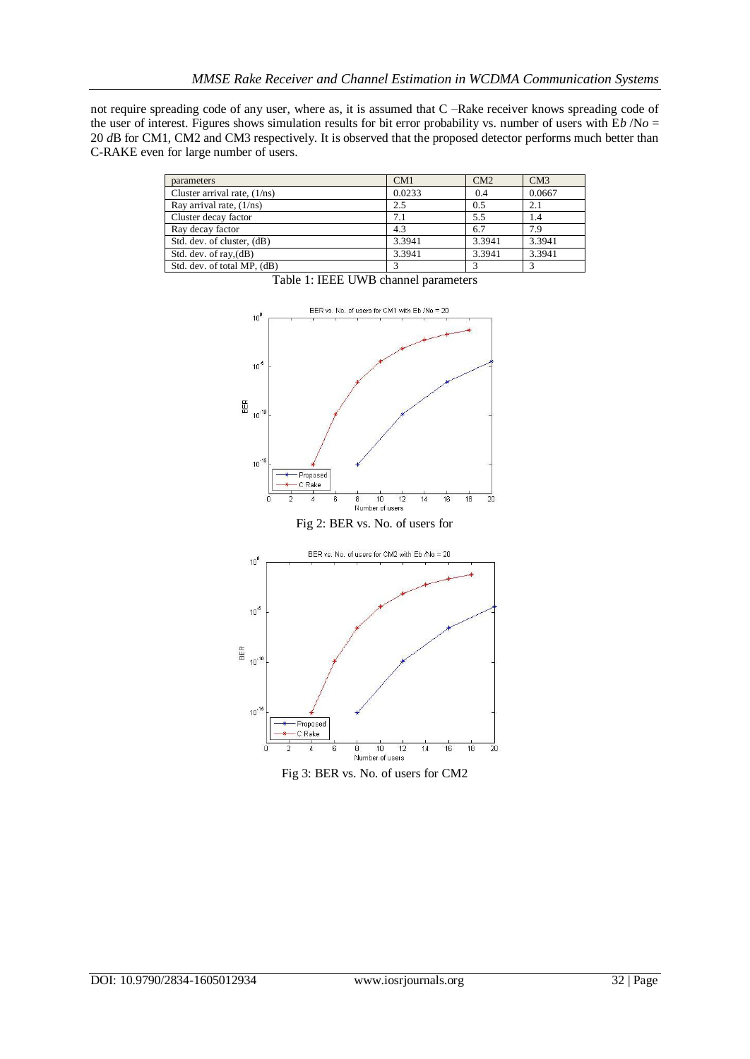not require spreading code of any user, where as, it is assumed that C –Rake receiver knows spreading code of the user of interest. Figures shows simulation results for bit error probability vs. number of users with E*b* /N*o* = 20 *d*B for CM1, CM2 and CM3 respectively. It is observed that the proposed detector performs much better than C-RAKE even for large number of users.

| parameters | CM1 | CM2 | CM3 |
|---|---|---|---|
| Cluster arrival rate, (1/ns) | 0.0233 | 0.4 | 0.0667 |
| Ray arrival rate, (1/ns) | 2.5 | 0.5 | 2.1 |
| Cluster decay factor | 7.1 | 5.5 | 1.4 |
| Ray decay factor | 4.3 | 6.7 | 7.9 |
| Std. dev. of cluster, (dB) | 3.3941 | 3.3941 | 3.3941 |
| Std. dev. of ray,(dB) | 3.3941 | 3.3941 | 3.3941 |
| Std. dev. of total MP, (dB) | 3 | 3 | 3 |

Table 1: IEEE UWB channel parameters

Fig 2: BER vs. No. of users for

Fig 3: BER vs. No. of users for CM2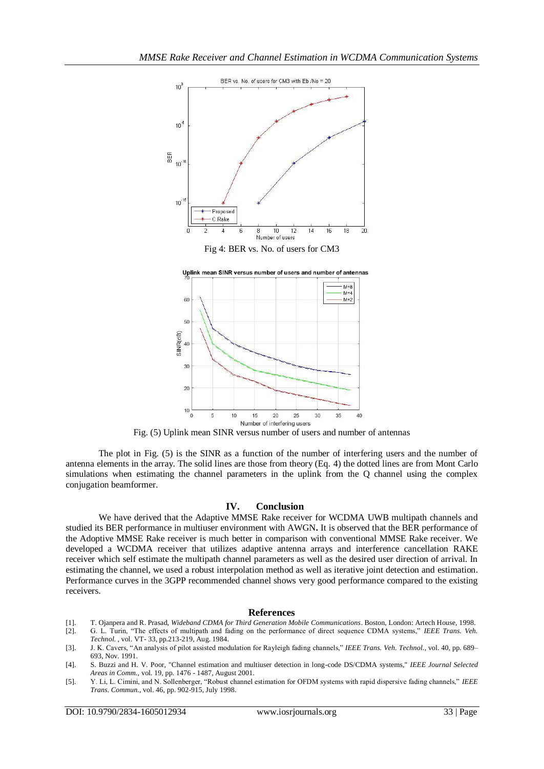Fig 4: BER vs. No. of users for CM3

Fig. (5) Uplink mean SINR versus number of users and number of antennas

The plot in Fig. (5) is the SINR as a function of the number of interfering users and the number of antenna elements in the array. The solid lines are those from theory (Eq. 4) the dotted lines are from Mont Carlo simulations when estimating the channel parameters in the uplink from the Q channel using the complex conjugation beamformer.

## IV. Conclusion

We have derived that the Adaptive MMSE Rake receiver for WCDMA UWB multipath channels and studied its BER performance in multiuser environment with AWGN**.** It is observed that the BER performance of the Adoptive MMSE Rake receiver is much better in comparison with conventional MMSE Rake receiver. We developed a WCDMA receiver that utilizes adaptive antenna arrays and interference cancellation RAKE receiver which self estimate the multipath channel parameters as well as the desired user direction of arrival. In estimating the channel, we used a robust interpolation method as well as iterative joint detection and estimation. Performance curves in the 3GPP recommended channel shows very good performance compared to the existing receivers.

## References

[1]. T. Ojanpera and R. Prasad, *Wideband CDMA for Third Generation Mobile Communications*. Boston, London: Artech House, 1998.

[2]. G. L. Turin, "The effects of multipath and fading on the performance of direct sequence CDMA systems," *IEEE Trans. Veh. Technol.* , vol. VT- 33, pp.213-219, Aug. 1984.

[3]. J. K. Cavers, "An analysis of pilot assisted modulation for Rayleigh fading channels," *IEEE Trans. Veh. Technol.*, vol. 40, pp. 689–693, Nov. 1991.

[4]. S. Buzzi and H. V. Poor, "Channel estimation and multiuser detection in long-code DS/CDMA systems," *IEEE Journal Selected Areas in Comm.*, vol. 19, pp. 1476 - 1487, August 2001.

[5]. Y. Li, L. Cimini, and N. Sollenberger, "Robust channel estimation for OFDM systems with rapid dispersive fading channels," *IEEE Trans. Commun.*, vol. 46, pp. 902-915, July 1998.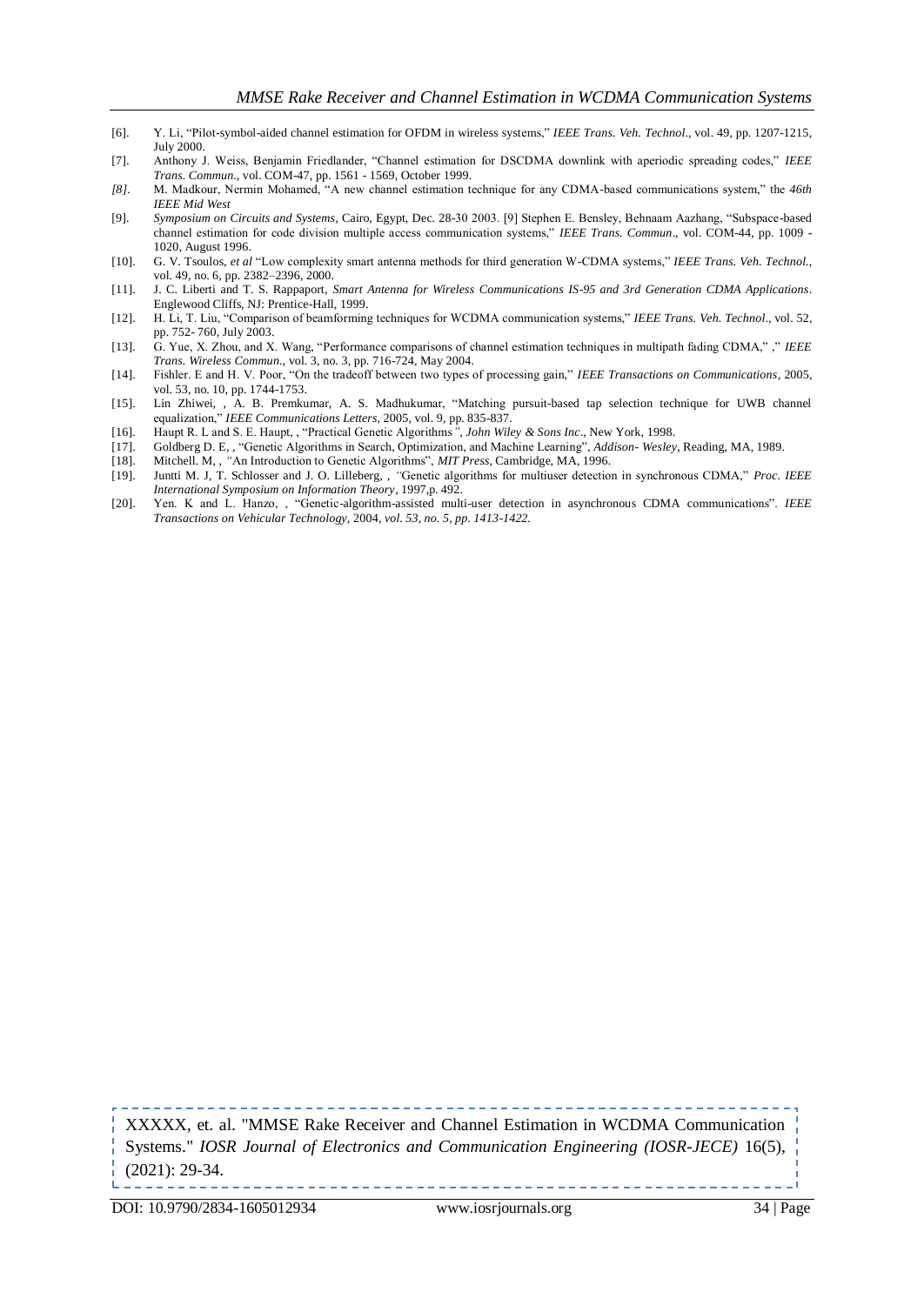[6]. Y. Li, "Pilot-symbol-aided channel estimation for OFDM in wireless systems," *IEEE Trans. Veh. Technol*., vol. 49, pp. 1207-1215, July 2000.

[7]. Anthony J. Weiss, Benjamin Friedlander, "Channel estimation for DSCDMA downlink with aperiodic spreading codes," *IEEE Trans. Commun.,* vol. COM-47, pp. 1561 - 1569, October 1999.

*[8].* M. Madkour, Nermin Mohamed, "A new channel estimation technique for any CDMA-based communications system," the *46th IEEE Mid West*

[9]. *Symposium on Circuits and Systems*, Cairo, Egypt, Dec. 28-30 2003. [9] Stephen E. Bensley, Behnaam Aazhang, "Subspace-based channel estimation for code division multiple access communication systems," *IEEE Trans. Commun*., vol. COM-44, pp. 1009 - 1020, August 1996.

[10]. G. V. Tsoulos, *et al* "Low complexity smart antenna methods for third generation W-CDMA systems," *IEEE Trans. Veh. Technol.,* vol. 49, no. 6, pp. 2382–2396, 2000.

[11]. J. C. Liberti and T. S. Rappaport, *Smart Antenna for Wireless Communications IS-95 and 3rd Generation CDMA Applications*. Englewood Cliffs, NJ: Prentice-Hall, 1999.

[12]. H. Li, T. Liu, "Comparison of beamforming techniques for WCDMA communication systems," *IEEE Trans. Veh. Technol*., vol. 52, pp. 752- 760, July 2003.

[13]. G. Yue, X. Zhou, and X. Wang, "Performance comparisons of channel estimation techniques in multipath fading CDMA," ," *IEEE Trans. Wireless Commun*., vol. 3, no. 3, pp. 716-724, May 2004.

[14]. Fishler. E and H. V. Poor, "On the tradeoff between two types of processing gain," *IEEE Transactions on Communications*, 2005, vol. 53, no. 10, pp. 1744-1753.

[15]. Lin Zhiwei, , A. B. Premkumar, A. S. Madhukumar, "Matching pursuit-based tap selection technique for UWB channel equalization," *IEEE Communications Letters*, 2005, vol. 9, pp. 835-837.

[16]. Haupt R. L and S. E. Haupt, , "Practical Genetic Algorithms*", John Wiley & Sons Inc*., New York, 1998.

[17]. Goldberg D. E, , "Genetic Algorithms in Search, Optimization, and Machine Learning", *Addison- Wesley*, Reading, MA, 1989.

[18]. Mitchell. M, , *"*An Introduction to Genetic Algorithms", *MIT Press*, Cambridge, MA, 1996.

[19]. Juntti M. J, T. Schlosser and J. O. Lilleberg, , *"*Genetic algorithms for multiuser detection in synchronous CDMA," *Proc. IEEE International Symposium on Information Theory*, 1997,p. 492.

[20]. Yen. K and L. Hanzo, , "Genetic-algorithm-assisted multi-user detection in asynchronous CDMA communications". *IEEE Transactions on Vehicular Technology,* 2004, *vol. 53, no. 5, pp. 1413-1422.*

XXXXX, et. al. "MMSE Rake Receiver and Channel Estimation in WCDMA Communication Systems." *IOSR Journal of Electronics and Communication Engineering (IOSR-JECE)* 16(5), (2021): 29-34.